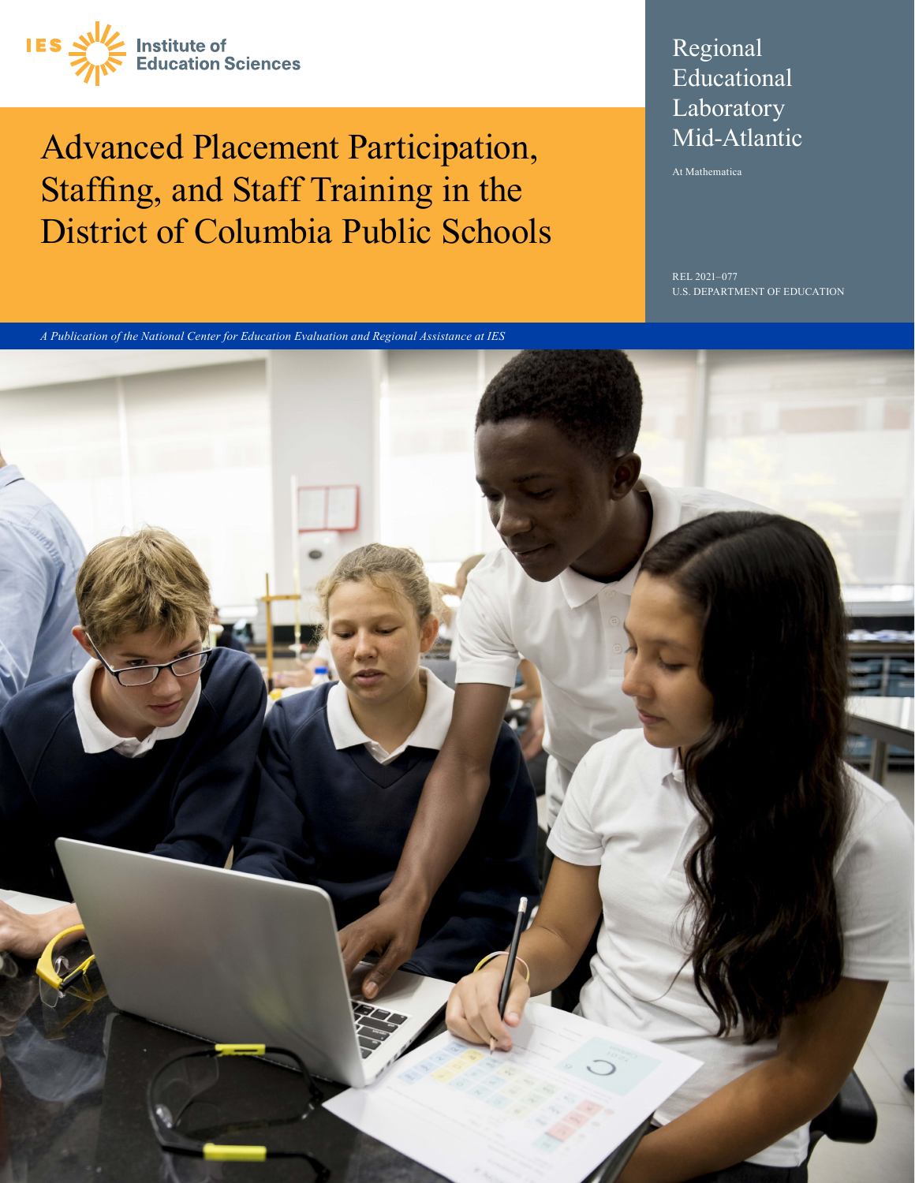IES Institute of Education Sciences

# Advanced Placement Participation, Staffing, and Staff Training in the District of Columbia Public Schools

Regional Educational Laboratory Mid-Atlantic

At Mathematica

REL 2021–077

U.S. DEPARTMENT OF EDUCATION

*A Publication of the National Center for Education Evaluation and Regional Assistance at IES*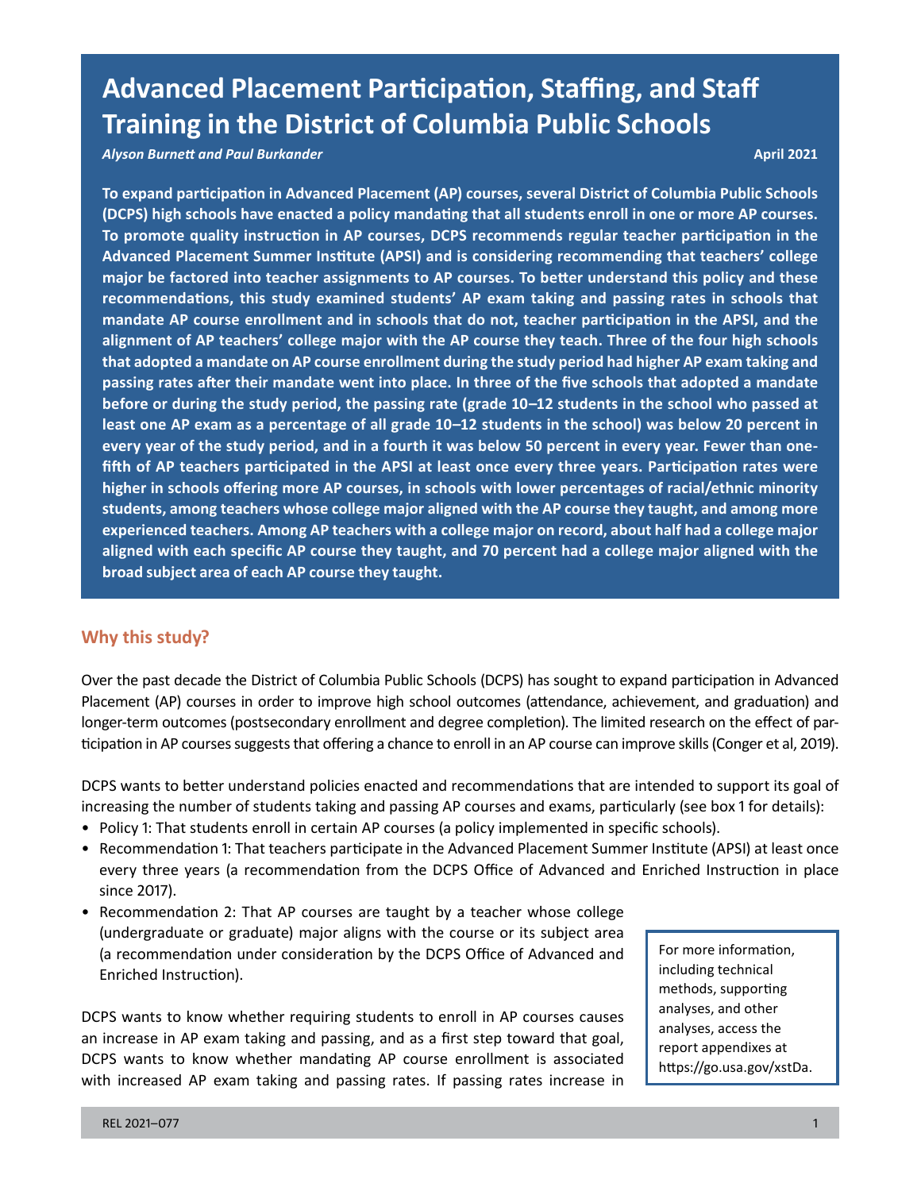# Advanced Placement Participation, Staffing, and Staff Training in the District of Columbia Public Schools

*Alyson Burnett and Paul Burkander*

**April 2021**

**To expand participation in Advanced Placement (AP) courses, several District of Columbia Public Schools (DCPS) high schools have enacted a policy mandating that all students enroll in one or more AP courses. To promote quality instruction in AP courses, DCPS recommends regular teacher participation in the Advanced Placement Summer Institute (APSI) and is considering recommending that teachers' college major be factored into teacher assignments to AP courses. To better understand this policy and these recommendations, this study examined students' AP exam taking and passing rates in schools that mandate AP course enrollment and in schools that do not, teacher participation in the APSI, and the alignment of AP teachers' college major with the AP course they teach. Three of the four high schools that adopted a mandate on AP course enrollment during the study period had higher AP exam taking and passing rates after their mandate went into place. In three of the five schools that adopted a mandate before or during the study period, the passing rate (grade 10–12 students in the school who passed at least one AP exam as a percentage of all grade 10–12 students in the school) was below 20 percent in every year of the study period, and in a fourth it was below 50 percent in every year. Fewer than one-fifth of AP teachers participated in the APSI at least once every three years. Participation rates were higher in schools offering more AP courses, in schools with lower percentages of racial/ethnic minority students, among teachers whose college major aligned with the AP course they taught, and among more experienced teachers. Among AP teachers with a college major on record, about half had a college major aligned with each specific AP course they taught, and 70 percent had a college major aligned with the broad subject area of each AP course they taught.**

## Why this study?

Over the past decade the District of Columbia Public Schools (DCPS) has sought to expand participation in Advanced Placement (AP) courses in order to improve high school outcomes (attendance, achievement, and graduation) and longer-term outcomes (postsecondary enrollment and degree completion). The limited research on the effect of participation in AP courses suggests that offering a chance to enroll in an AP course can improve skills (Conger et al, 2019).

DCPS wants to better understand policies enacted and recommendations that are intended to support its goal of increasing the number of students taking and passing AP courses and exams, particularly (see box 1 for details):

- Policy 1: That students enroll in certain AP courses (a policy implemented in specific schools).
- Recommendation 1: That teachers participate in the Advanced Placement Summer Institute (APSI) at least once every three years (a recommendation from the DCPS Office of Advanced and Enriched Instruction in place since 2017).
- Recommendation 2: That AP courses are taught by a teacher whose college (undergraduate or graduate) major aligns with the course or its subject area (a recommendation under consideration by the DCPS Office of Advanced and Enriched Instruction).

> For more information, including technical methods, supporting analyses, and other analyses, access the report appendixes at https://go.usa.gov/xstDa.

DCPS wants to know whether requiring students to enroll in AP courses causes an increase in AP exam taking and passing, and as a first step toward that goal, DCPS wants to know whether mandating AP course enrollment is associated with increased AP exam taking and passing rates. If passing rates increase in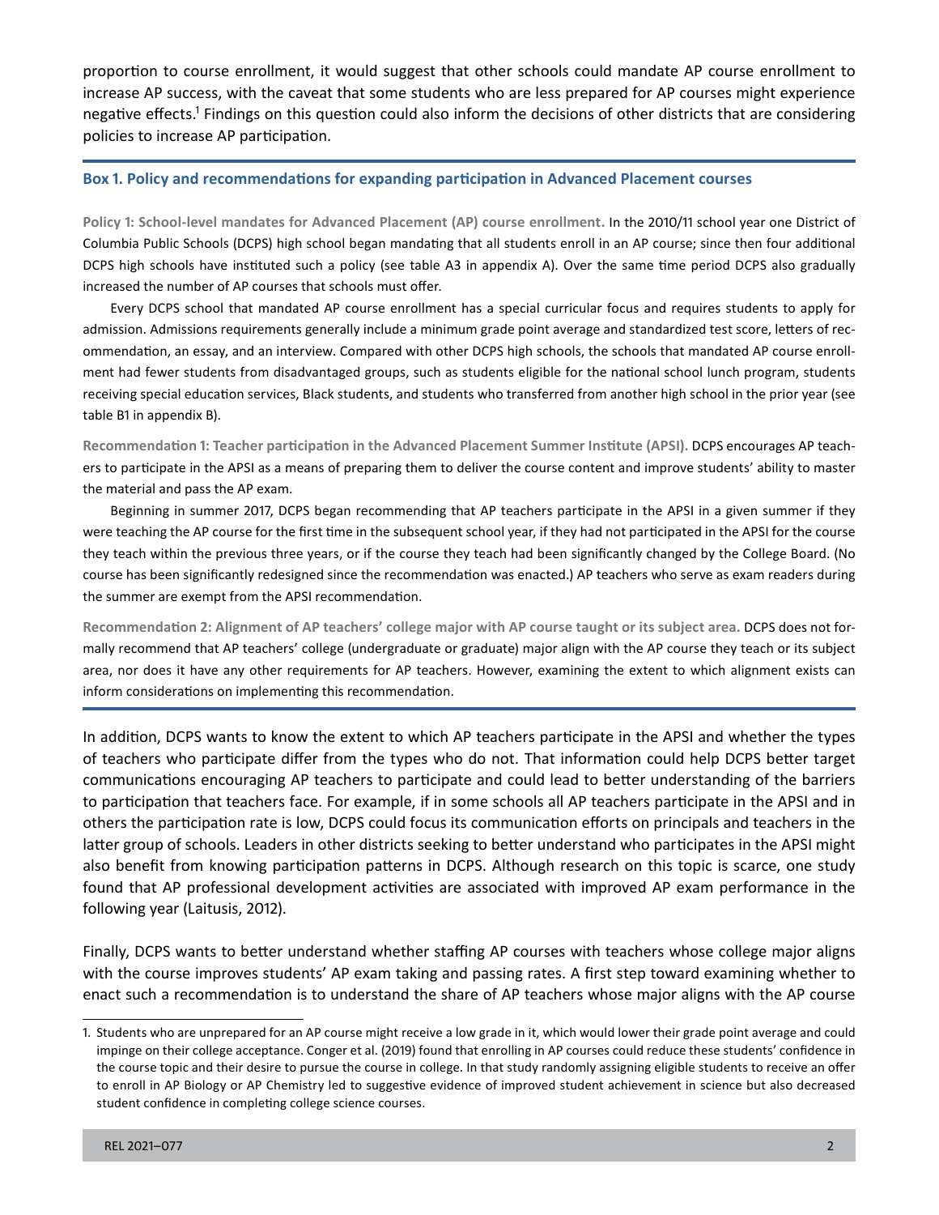proportion to course enrollment, it would suggest that other schools could mandate AP course enrollment to increase AP success, with the caveat that some students who are less prepared for AP courses might experience negative effects.[1] Findings on this question could also inform the decisions of other districts that are considering policies to increase AP participation.

---

**Box 1. Policy and recommendations for expanding participation in Advanced Placement courses**

**Policy 1: School-level mandates for Advanced Placement (AP) course enrollment.** In the 2010/11 school year one District of Columbia Public Schools (DCPS) high school began mandating that all students enroll in an AP course; since then four additional DCPS high schools have instituted such a policy (see table A3 in appendix A). Over the same time period DCPS also gradually increased the number of AP courses that schools must offer.

Every DCPS school that mandated AP course enrollment has a special curricular focus and requires students to apply for admission. Admissions requirements generally include a minimum grade point average and standardized test score, letters of recommendation, an essay, and an interview. Compared with other DCPS high schools, the schools that mandated AP course enrollment had fewer students from disadvantaged groups, such as students eligible for the national school lunch program, students receiving special education services, Black students, and students who transferred from another high school in the prior year (see table B1 in appendix B).

**Recommendation 1: Teacher participation in the Advanced Placement Summer Institute (APSI).** DCPS encourages AP teachers to participate in the APSI as a means of preparing them to deliver the course content and improve students' ability to master the material and pass the AP exam.

Beginning in summer 2017, DCPS began recommending that AP teachers participate in the APSI in a given summer if they were teaching the AP course for the first time in the subsequent school year, if they had not participated in the APSI for the course they teach within the previous three years, or if the course they teach had been significantly changed by the College Board. (No course has been significantly redesigned since the recommendation was enacted.) AP teachers who serve as exam readers during the summer are exempt from the APSI recommendation.

**Recommendation 2: Alignment of AP teachers' college major with AP course taught or its subject area.** DCPS does not formally recommend that AP teachers' college (undergraduate or graduate) major align with the AP course they teach or its subject area, nor does it have any other requirements for AP teachers. However, examining the extent to which alignment exists can inform considerations on implementing this recommendation.

---

In addition, DCPS wants to know the extent to which AP teachers participate in the APSI and whether the types of teachers who participate differ from the types who do not. That information could help DCPS better target communications encouraging AP teachers to participate and could lead to better understanding of the barriers to participation that teachers face. For example, if in some schools all AP teachers participate in the APSI and in others the participation rate is low, DCPS could focus its communication efforts on principals and teachers in the latter group of schools. Leaders in other districts seeking to better understand who participates in the APSI might also benefit from knowing participation patterns in DCPS. Although research on this topic is scarce, one study found that AP professional development activities are associated with improved AP exam performance in the following year (Laitusis, 2012).

Finally, DCPS wants to better understand whether staffing AP courses with teachers whose college major aligns with the course improves students' AP exam taking and passing rates. A first step toward examining whether to enact such a recommendation is to understand the share of AP teachers whose major aligns with the AP course

---

1. Students who are unprepared for an AP course might receive a low grade in it, which would lower their grade point average and could impinge on their college acceptance. Conger et al. (2019) found that enrolling in AP courses could reduce these students' confidence in the course topic and their desire to pursue the course in college. In that study randomly assigning eligible students to receive an offer to enroll in AP Biology or AP Chemistry led to suggestive evidence of improved student achievement in science but also decreased student confidence in completing college science courses.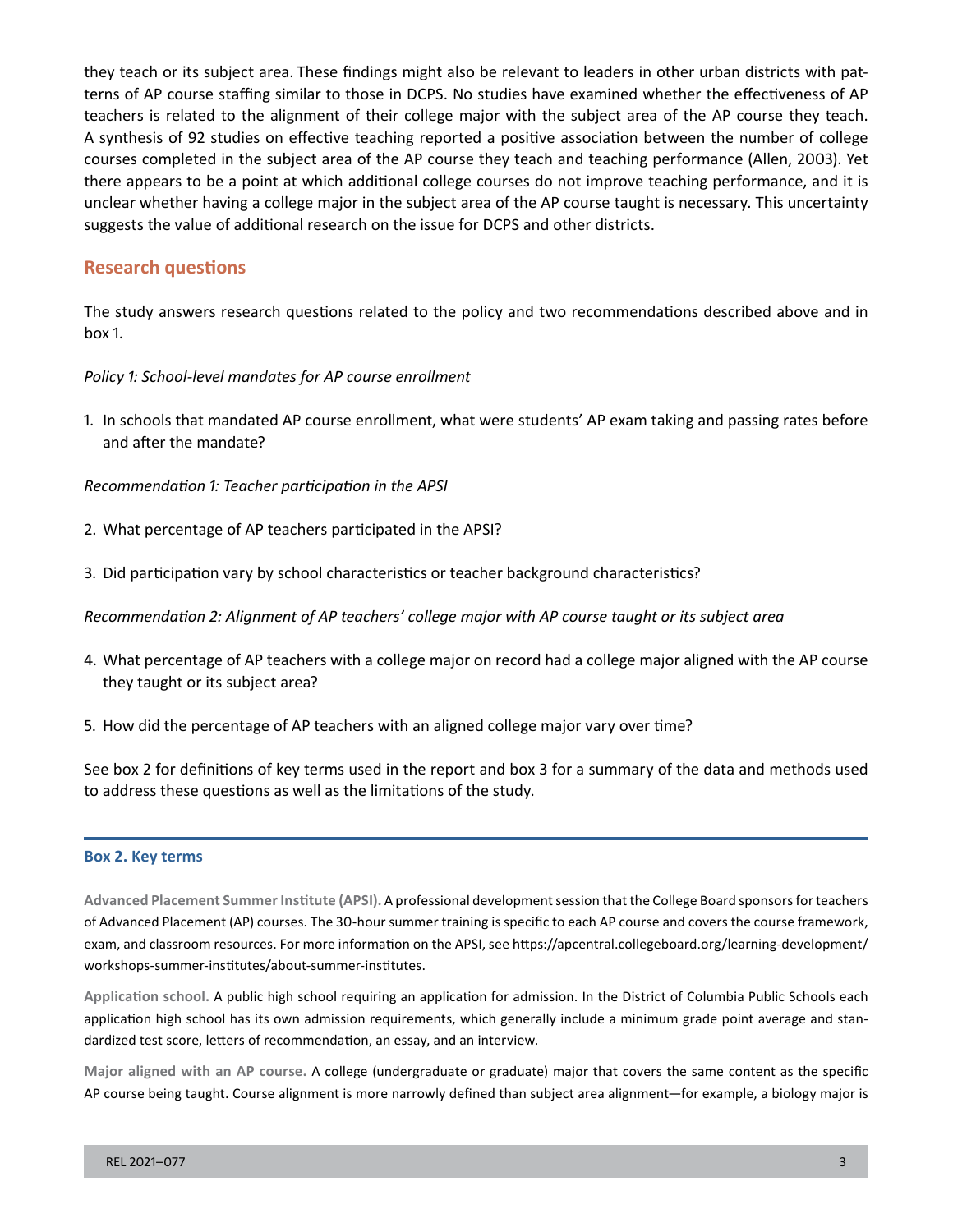they teach or its subject area. These findings might also be relevant to leaders in other urban districts with patterns of AP course staffing similar to those in DCPS. No studies have examined whether the effectiveness of AP teachers is related to the alignment of their college major with the subject area of the AP course they teach. A synthesis of 92 studies on effective teaching reported a positive association between the number of college courses completed in the subject area of the AP course they teach and teaching performance (Allen, 2003). Yet there appears to be a point at which additional college courses do not improve teaching performance, and it is unclear whether having a college major in the subject area of the AP course taught is necessary. This uncertainty suggests the value of additional research on the issue for DCPS and other districts.

## Research questions

The study answers research questions related to the policy and two recommendations described above and in box 1.

*Policy 1: School-level mandates for AP course enrollment*

1. In schools that mandated AP course enrollment, what were students' AP exam taking and passing rates before and after the mandate?

*Recommendation 1: Teacher participation in the APSI*

2. What percentage of AP teachers participated in the APSI?
3. Did participation vary by school characteristics or teacher background characteristics?

*Recommendation 2: Alignment of AP teachers' college major with AP course taught or its subject area*

4. What percentage of AP teachers with a college major on record had a college major aligned with the AP course they taught or its subject area?
5. How did the percentage of AP teachers with an aligned college major vary over time?

See box 2 for definitions of key terms used in the report and box 3 for a summary of the data and methods used to address these questions as well as the limitations of the study.

---

### Box 2. Key terms

**Advanced Placement Summer Institute (APSI).** A professional development session that the College Board sponsors for teachers of Advanced Placement (AP) courses. The 30-hour summer training is specific to each AP course and covers the course framework, exam, and classroom resources. For more information on the APSI, see https://apcentral.collegeboard.org/learning-development/workshops-summer-institutes/about-summer-institutes.

**Application school.** A public high school requiring an application for admission. In the District of Columbia Public Schools each application high school has its own admission requirements, which generally include a minimum grade point average and standardized test score, letters of recommendation, an essay, and an interview.

**Major aligned with an AP course.** A college (undergraduate or graduate) major that covers the same content as the specific AP course being taught. Course alignment is more narrowly defined than subject area alignment—for example, a biology major is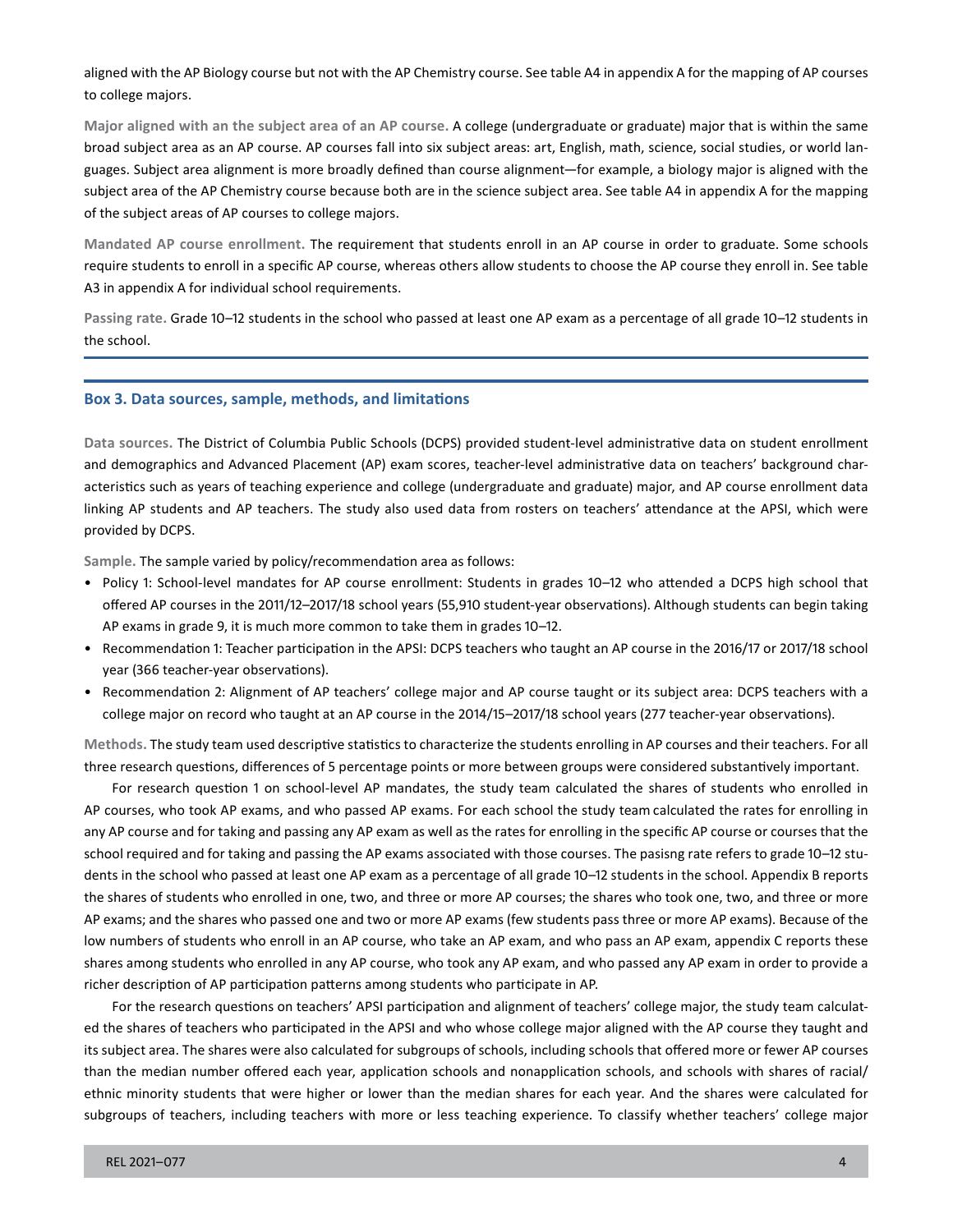aligned with the AP Biology course but not with the AP Chemistry course. See table A4 in appendix A for the mapping of AP courses to college majors.

**Major aligned with an the subject area of an AP course.** A college (undergraduate or graduate) major that is within the same broad subject area as an AP course. AP courses fall into six subject areas: art, English, math, science, social studies, or world languages. Subject area alignment is more broadly defined than course alignment—for example, a biology major is aligned with the subject area of the AP Chemistry course because both are in the science subject area. See table A4 in appendix A for the mapping of the subject areas of AP courses to college majors.

**Mandated AP course enrollment.** The requirement that students enroll in an AP course in order to graduate. Some schools require students to enroll in a specific AP course, whereas others allow students to choose the AP course they enroll in. See table A3 in appendix A for individual school requirements.

**Passing rate.** Grade 10–12 students in the school who passed at least one AP exam as a percentage of all grade 10–12 students in the school.

---

### Box 3. Data sources, sample, methods, and limitations

**Data sources.** The District of Columbia Public Schools (DCPS) provided student-level administrative data on student enrollment and demographics and Advanced Placement (AP) exam scores, teacher-level administrative data on teachers' background characteristics such as years of teaching experience and college (undergraduate and graduate) major, and AP course enrollment data linking AP students and AP teachers. The study also used data from rosters on teachers' attendance at the APSI, which were provided by DCPS.

**Sample.** The sample varied by policy/recommendation area as follows:

- Policy 1: School-level mandates for AP course enrollment: Students in grades 10–12 who attended a DCPS high school that offered AP courses in the 2011/12–2017/18 school years (55,910 student-year observations). Although students can begin taking AP exams in grade 9, it is much more common to take them in grades 10–12.
- Recommendation 1: Teacher participation in the APSI: DCPS teachers who taught an AP course in the 2016/17 or 2017/18 school year (366 teacher-year observations).
- Recommendation 2: Alignment of AP teachers' college major and AP course taught or its subject area: DCPS teachers with a college major on record who taught at an AP course in the 2014/15–2017/18 school years (277 teacher-year observations).

**Methods.** The study team used descriptive statistics to characterize the students enrolling in AP courses and their teachers. For all three research questions, differences of 5 percentage points or more between groups were considered substantively important.

For research question 1 on school-level AP mandates, the study team calculated the shares of students who enrolled in AP courses, who took AP exams, and who passed AP exams. For each school the study team calculated the rates for enrolling in any AP course and for taking and passing any AP exam as well as the rates for enrolling in the specific AP course or courses that the school required and for taking and passing the AP exams associated with those courses. The pasisng rate refers to grade 10–12 students in the school who passed at least one AP exam as a percentage of all grade 10–12 students in the school. Appendix B reports the shares of students who enrolled in one, two, and three or more AP courses; the shares who took one, two, and three or more AP exams; and the shares who passed one and two or more AP exams (few students pass three or more AP exams). Because of the low numbers of students who enroll in an AP course, who take an AP exam, and who pass an AP exam, appendix C reports these shares among students who enrolled in any AP course, who took any AP exam, and who passed any AP exam in order to provide a richer description of AP participation patterns among students who participate in AP.

For the research questions on teachers' APSI participation and alignment of teachers' college major, the study team calculated the shares of teachers who participated in the APSI and who whose college major aligned with the AP course they taught and its subject area. The shares were also calculated for subgroups of schools, including schools that offered more or fewer AP courses than the median number offered each year, application schools and nonapplication schools, and schools with shares of racial/ethnic minority students that were higher or lower than the median shares for each year. And the shares were calculated for subgroups of teachers, including teachers with more or less teaching experience. To classify whether teachers' college major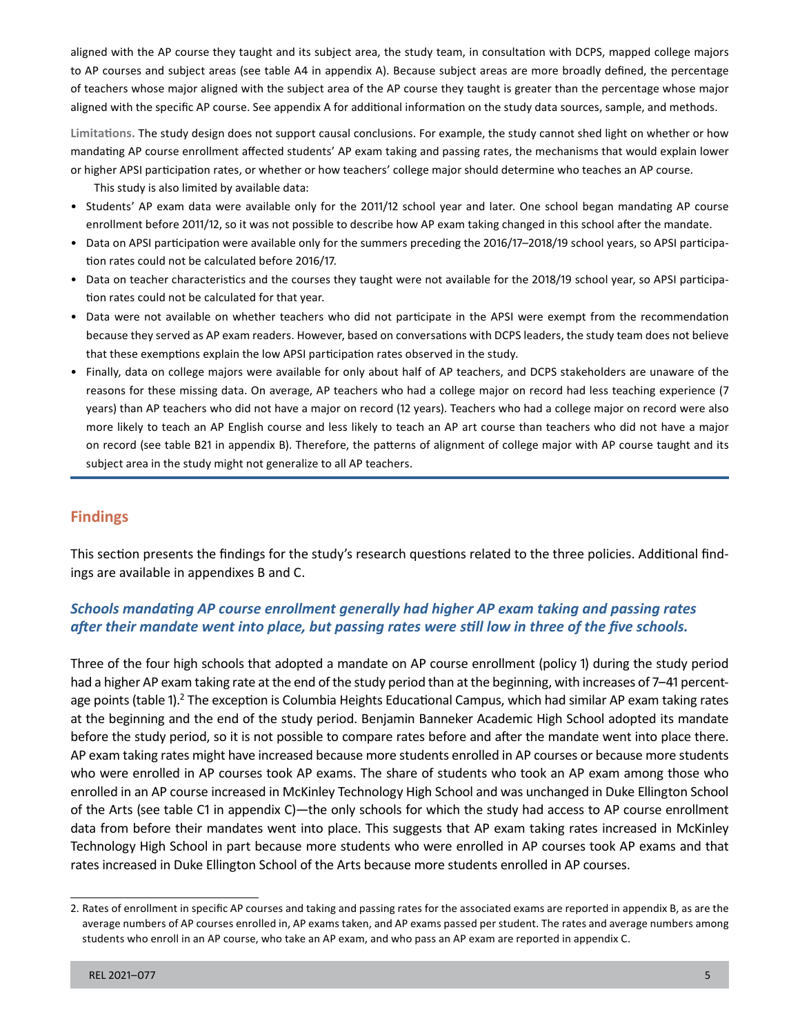aligned with the AP course they taught and its subject area, the study team, in consultation with DCPS, mapped college majors to AP courses and subject areas (see table A4 in appendix A). Because subject areas are more broadly defined, the percentage of teachers whose major aligned with the subject area of the AP course they taught is greater than the percentage whose major aligned with the specific AP course. See appendix A for additional information on the study data sources, sample, and methods.

**Limitations.** The study design does not support causal conclusions. For example, the study cannot shed light on whether or how mandating AP course enrollment affected students' AP exam taking and passing rates, the mechanisms that would explain lower or higher APSI participation rates, or whether or how teachers' college major should determine who teaches an AP course.

This study is also limited by available data:

- Students' AP exam data were available only for the 2011/12 school year and later. One school began mandating AP course enrollment before 2011/12, so it was not possible to describe how AP exam taking changed in this school after the mandate.
- Data on APSI participation were available only for the summers preceding the 2016/17–2018/19 school years, so APSI participation rates could not be calculated before 2016/17.
- Data on teacher characteristics and the courses they taught were not available for the 2018/19 school year, so APSI participation rates could not be calculated for that year.
- Data were not available on whether teachers who did not participate in the APSI were exempt from the recommendation because they served as AP exam readers. However, based on conversations with DCPS leaders, the study team does not believe that these exemptions explain the low APSI participation rates observed in the study.
- Finally, data on college majors were available for only about half of AP teachers, and DCPS stakeholders are unaware of the reasons for these missing data. On average, AP teachers who had a college major on record had less teaching experience (7 years) than AP teachers who did not have a major on record (12 years). Teachers who had a college major on record were also more likely to teach an AP English course and less likely to teach an AP art course than teachers who did not have a major on record (see table B21 in appendix B). Therefore, the patterns of alignment of college major with AP course taught and its subject area in the study might not generalize to all AP teachers.

## Findings

This section presents the findings for the study's research questions related to the three policies. Additional findings are available in appendixes B and C.

### *Schools mandating AP course enrollment generally had higher AP exam taking and passing rates after their mandate went into place, but passing rates were still low in three of the five schools.*

Three of the four high schools that adopted a mandate on AP course enrollment (policy 1) during the study period had a higher AP exam taking rate at the end of the study period than at the beginning, with increases of 7–41 percentage points (table 1).[2] The exception is Columbia Heights Educational Campus, which had similar AP exam taking rates at the beginning and the end of the study period. Benjamin Banneker Academic High School adopted its mandate before the study period, so it is not possible to compare rates before and after the mandate went into place there. AP exam taking rates might have increased because more students enrolled in AP courses or because more students who were enrolled in AP courses took AP exams. The share of students who took an AP exam among those who enrolled in an AP course increased in McKinley Technology High School and was unchanged in Duke Ellington School of the Arts (see table C1 in appendix C)—the only schools for which the study had access to AP course enrollment data from before their mandates went into place. This suggests that AP exam taking rates increased in McKinley Technology High School in part because more students who were enrolled in AP courses took AP exams and that rates increased in Duke Ellington School of the Arts because more students enrolled in AP courses.

2. Rates of enrollment in specific AP courses and taking and passing rates for the associated exams are reported in appendix B, as are the average numbers of AP courses enrolled in, AP exams taken, and AP exams passed per student. The rates and average numbers among students who enroll in an AP course, who take an AP exam, and who pass an AP exam are reported in appendix C.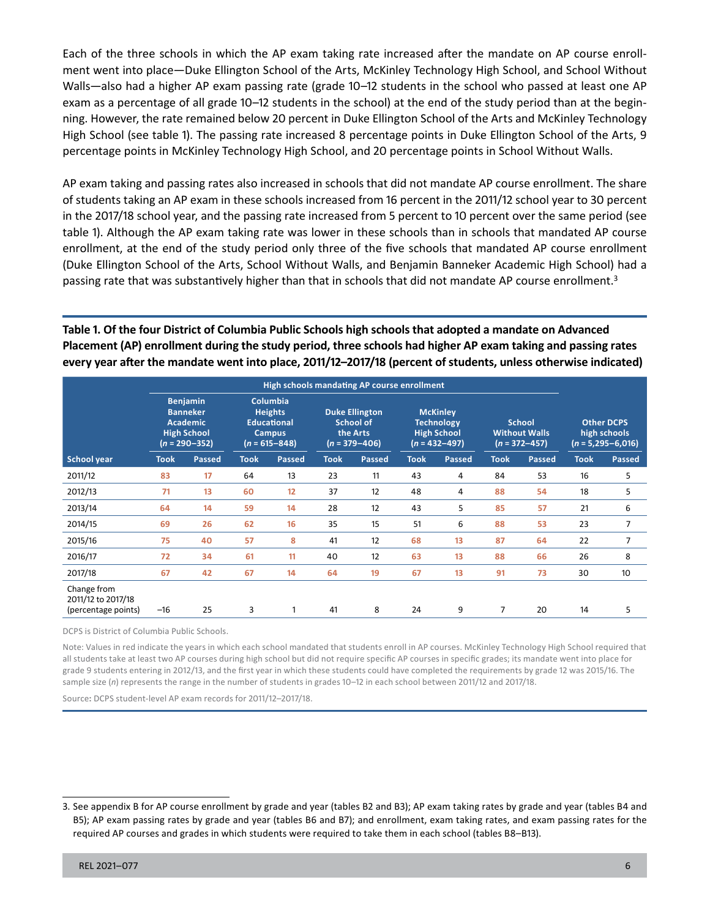Each of the three schools in which the AP exam taking rate increased after the mandate on AP course enrollment went into place—Duke Ellington School of the Arts, McKinley Technology High School, and School Without Walls—also had a higher AP exam passing rate (grade 10–12 students in the school who passed at least one AP exam as a percentage of all grade 10–12 students in the school) at the end of the study period than at the beginning. However, the rate remained below 20 percent in Duke Ellington School of the Arts and McKinley Technology High School (see table 1). The passing rate increased 8 percentage points in Duke Ellington School of the Arts, 9 percentage points in McKinley Technology High School, and 20 percentage points in School Without Walls.

AP exam taking and passing rates also increased in schools that did not mandate AP course enrollment. The share of students taking an AP exam in these schools increased from 16 percent in the 2011/12 school year to 30 percent in the 2017/18 school year, and the passing rate increased from 5 percent to 10 percent over the same period (see table 1). Although the AP exam taking rate was lower in these schools than in schools that mandated AP course enrollment, at the end of the study period only three of the five schools that mandated AP course enrollment (Duke Ellington School of the Arts, School Without Walls, and Benjamin Banneker Academic High School) had a passing rate that was substantively higher than that in schools that did not mandate AP course enrollment.[3]

**Table 1. Of the four District of Columbia Public Schools high schools that adopted a mandate on Advanced Placement (AP) enrollment during the study period, three schools had higher AP exam taking and passing rates every year after the mandate went into place, 2011/12–2017/18 (percent of students, unless otherwise indicated)**

| | High schools mandating AP course enrollment | | | | | | | | | | | |
|---|---|---|---|---|---|---|---|---|---|---|---|---|
| | Benjamin Banneker Academic High School (*n* = 290–352) | | Columbia Heights Educational Campus (*n* = 615–848) | | Duke Ellington School of the Arts (*n* = 379–406) | | McKinley Technology High School (*n* = 432–497) | | School Without Walls (*n* = 372–457) | | Other DCPS high schools (*n* = 5,295–6,016) | |
| School year | Took | Passed | Took | Passed | Took | Passed | Took | Passed | Took | Passed | Took | Passed |
| 2011/12 | 83 | 17 | 64 | 13 | 23 | 11 | 43 | 4 | 84 | 53 | 16 | 5 |
| 2012/13 | 71 | 13 | 60 | 12 | 37 | 12 | 48 | 4 | 88 | 54 | 18 | 5 |
| 2013/14 | 64 | 14 | 59 | 14 | 28 | 12 | 43 | 5 | 85 | 57 | 21 | 6 |
| 2014/15 | 69 | 26 | 62 | 16 | 35 | 15 | 51 | 6 | 88 | 53 | 23 | 7 |
| 2015/16 | 75 | 40 | 57 | 8 | 41 | 12 | 68 | 13 | 87 | 64 | 22 | 7 |
| 2016/17 | 72 | 34 | 61 | 11 | 40 | 12 | 63 | 13 | 88 | 66 | 26 | 8 |
| 2017/18 | 67 | 42 | 67 | 14 | 64 | 19 | 67 | 13 | 91 | 73 | 30 | 10 |
| Change from 2011/12 to 2017/18 (percentage points) | –16 | 25 | 3 | 1 | 41 | 8 | 24 | 9 | 7 | 20 | 14 | 5 |

DCPS is District of Columbia Public Schools.

Note: Values in red indicate the years in which each school mandated that students enroll in AP courses. McKinley Technology High School required that all students take at least two AP courses during high school but did not require specific AP courses in specific grades; its mandate went into place for grade 9 students entering in 2012/13, and the first year in which these students could have completed the requirements by grade 12 was 2015/16. The sample size (*n*) represents the range in the number of students in grades 10–12 in each school between 2011/12 and 2017/18.

Source: DCPS student-level AP exam records for 2011/12–2017/18.

3. See appendix B for AP course enrollment by grade and year (tables B2 and B3); AP exam taking rates by grade and year (tables B4 and B5); AP exam passing rates by grade and year (tables B6 and B7); and enrollment, exam taking rates, and exam passing rates for the required AP courses and grades in which students were required to take them in each school (tables B8–B13).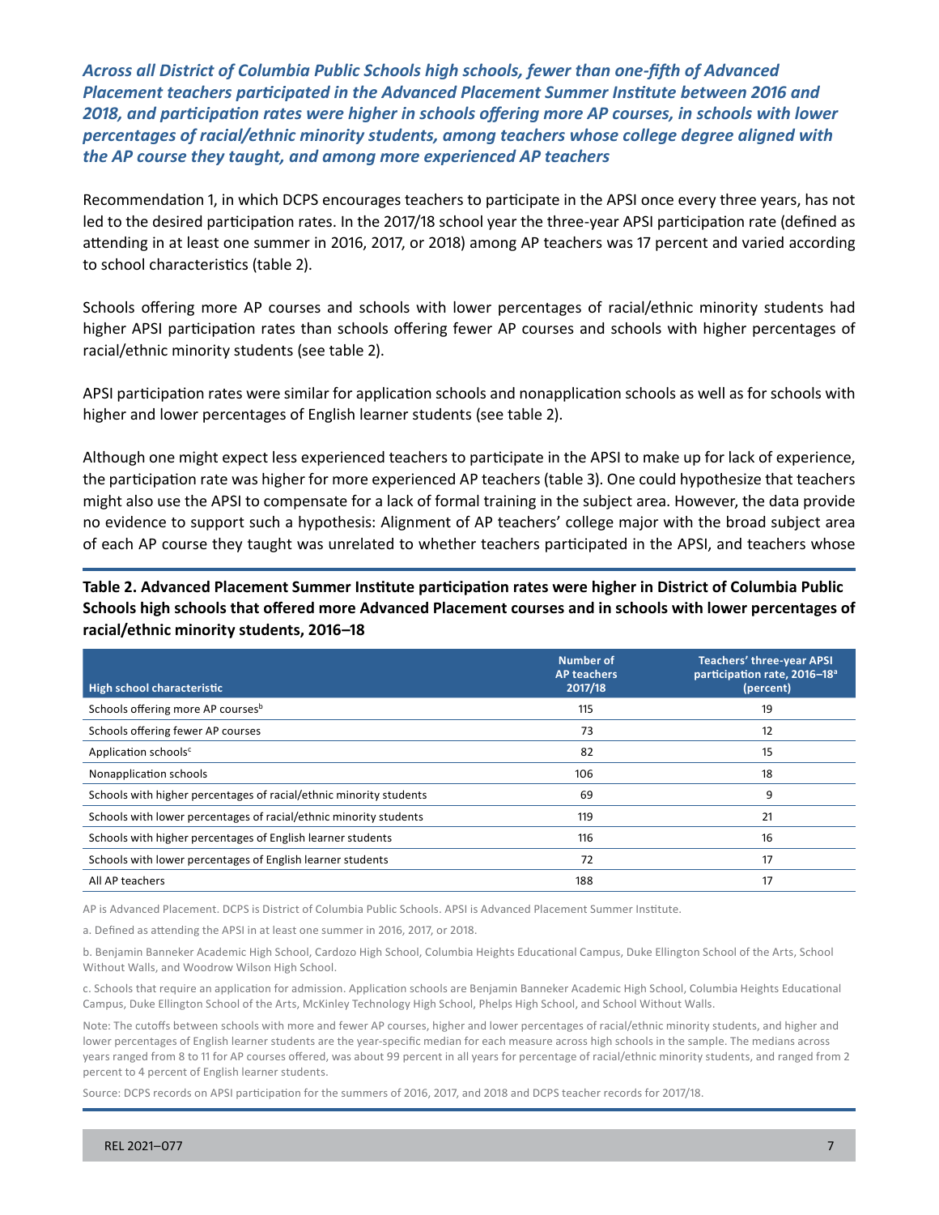### *Across all District of Columbia Public Schools high schools, fewer than one-fifth of Advanced Placement teachers participated in the Advanced Placement Summer Institute between 2016 and 2018, and participation rates were higher in schools offering more AP courses, in schools with lower percentages of racial/ethnic minority students, among teachers whose college degree aligned with the AP course they taught, and among more experienced AP teachers*

Recommendation 1, in which DCPS encourages teachers to participate in the APSI once every three years, has not led to the desired participation rates. In the 2017/18 school year the three-year APSI participation rate (defined as attending in at least one summer in 2016, 2017, or 2018) among AP teachers was 17 percent and varied according to school characteristics (table 2).

Schools offering more AP courses and schools with lower percentages of racial/ethnic minority students had higher APSI participation rates than schools offering fewer AP courses and schools with higher percentages of racial/ethnic minority students (see table 2).

APSI participation rates were similar for application schools and nonapplication schools as well as for schools with higher and lower percentages of English learner students (see table 2).

Although one might expect less experienced teachers to participate in the APSI to make up for lack of experience, the participation rate was higher for more experienced AP teachers (table 3). One could hypothesize that teachers might also use the APSI to compensate for a lack of formal training in the subject area. However, the data provide no evidence to support such a hypothesis: Alignment of AP teachers' college major with the broad subject area of each AP course they taught was unrelated to whether teachers participated in the APSI, and teachers whose

**Table 2. Advanced Placement Summer Institute participation rates were higher in District of Columbia Public Schools high schools that offered more Advanced Placement courses and in schools with lower percentages of racial/ethnic minority students, 2016–18**

| High school characteristic | Number of AP teachers 2017/18 | Teachers' three-year APSI participation rate, 2016–18[a] (percent) |
|---|---|---|
| Schools offering more AP courses[b] | 115 | 19 |
| Schools offering fewer AP courses | 73 | 12 |
| Application schools[c] | 82 | 15 |
| Nonapplication schools | 106 | 18 |
| Schools with higher percentages of racial/ethnic minority students | 69 | 9 |
| Schools with lower percentages of racial/ethnic minority students | 119 | 21 |
| Schools with higher percentages of English learner students | 116 | 16 |
| Schools with lower percentages of English learner students | 72 | 17 |
| All AP teachers | 188 | 17 |

AP is Advanced Placement. DCPS is District of Columbia Public Schools. APSI is Advanced Placement Summer Institute.

a. Defined as attending the APSI in at least one summer in 2016, 2017, or 2018.

b. Benjamin Banneker Academic High School, Cardozo High School, Columbia Heights Educational Campus, Duke Ellington School of the Arts, School Without Walls, and Woodrow Wilson High School.

c. Schools that require an application for admission. Application schools are Benjamin Banneker Academic High School, Columbia Heights Educational Campus, Duke Ellington School of the Arts, McKinley Technology High School, Phelps High School, and School Without Walls.

Note: The cutoffs between schools with more and fewer AP courses, higher and lower percentages of racial/ethnic minority students, and higher and lower percentages of English learner students are the year-specific median for each measure across high schools in the sample. The medians across years ranged from 8 to 11 for AP courses offered, was about 99 percent in all years for percentage of racial/ethnic minority students, and ranged from 2 percent to 4 percent of English learner students.

Source: DCPS records on APSI participation for the summers of 2016, 2017, and 2018 and DCPS teacher records for 2017/18.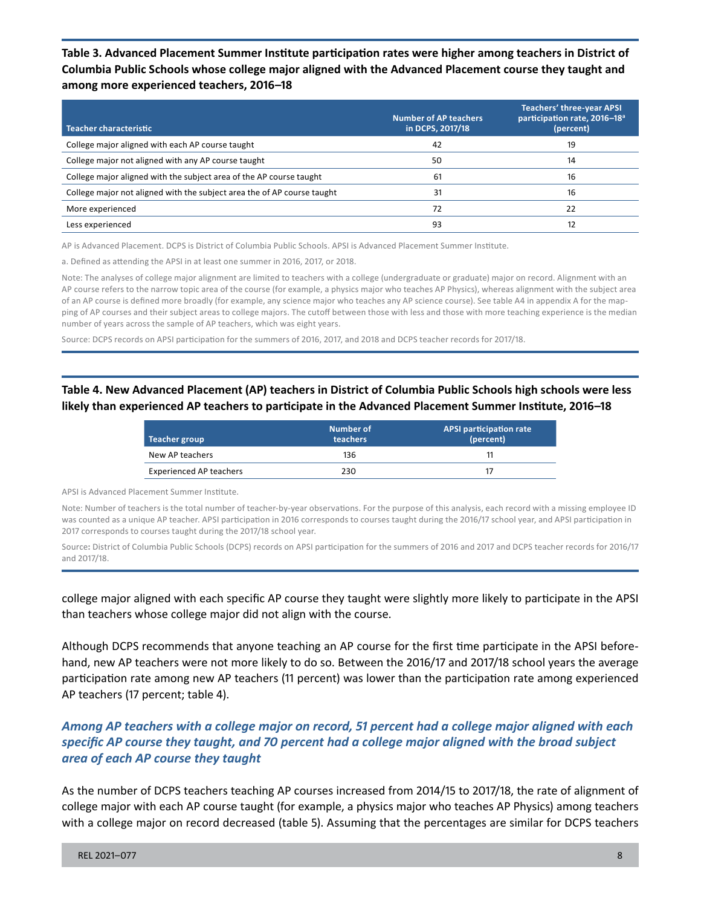**Table 3. Advanced Placement Summer Institute participation rates were higher among teachers in District of Columbia Public Schools whose college major aligned with the Advanced Placement course they taught and among more experienced teachers, 2016–18**

| Teacher characteristic | Number of AP teachers in DCPS, 2017/18 | Teachers' three-year APSI participation rate, 2016–18[a] (percent) |
|---|---|---|
| College major aligned with each AP course taught | 42 | 19 |
| College major not aligned with any AP course taught | 50 | 14 |
| College major aligned with the subject area of the AP course taught | 61 | 16 |
| College major not aligned with the subject area the of AP course taught | 31 | 16 |
| More experienced | 72 | 22 |
| Less experienced | 93 | 12 |

AP is Advanced Placement. DCPS is District of Columbia Public Schools. APSI is Advanced Placement Summer Institute.

a. Defined as attending the APSI in at least one summer in 2016, 2017, or 2018.

Note: The analyses of college major alignment are limited to teachers with a college (undergraduate or graduate) major on record. Alignment with an AP course refers to the narrow topic area of the course (for example, a physics major who teaches AP Physics), whereas alignment with the subject area of an AP course is defined more broadly (for example, any science major who teaches any AP science course). See table A4 in appendix A for the mapping of AP courses and their subject areas to college majors. The cutoff between those with less and those with more teaching experience is the median number of years across the sample of AP teachers, which was eight years.

Source: DCPS records on APSI participation for the summers of 2016, 2017, and 2018 and DCPS teacher records for 2017/18.

**Table 4. New Advanced Placement (AP) teachers in District of Columbia Public Schools high schools were less likely than experienced AP teachers to participate in the Advanced Placement Summer Institute, 2016–18**

| Teacher group | Number of teachers | APSI participation rate (percent) |
|---|---|---|
| New AP teachers | 136 | 11 |
| Experienced AP teachers | 230 | 17 |

APSI is Advanced Placement Summer Institute.

Note: Number of teachers is the total number of teacher-by-year observations. For the purpose of this analysis, each record with a missing employee ID was counted as a unique AP teacher. APSI participation in 2016 corresponds to courses taught during the 2016/17 school year, and APSI participation in 2017 corresponds to courses taught during the 2017/18 school year.

Source: District of Columbia Public Schools (DCPS) records on APSI participation for the summers of 2016 and 2017 and DCPS teacher records for 2016/17 and 2017/18.

college major aligned with each specific AP course they taught were slightly more likely to participate in the APSI than teachers whose college major did not align with the course.

Although DCPS recommends that anyone teaching an AP course for the first time participate in the APSI beforehand, new AP teachers were not more likely to do so. Between the 2016/17 and 2017/18 school years the average participation rate among new AP teachers (11 percent) was lower than the participation rate among experienced AP teachers (17 percent; table 4).

### *Among AP teachers with a college major on record, 51 percent had a college major aligned with each specific AP course they taught, and 70 percent had a college major aligned with the broad subject area of each AP course they taught*

As the number of DCPS teachers teaching AP courses increased from 2014/15 to 2017/18, the rate of alignment of college major with each AP course taught (for example, a physics major who teaches AP Physics) among teachers with a college major on record decreased (table 5). Assuming that the percentages are similar for DCPS teachers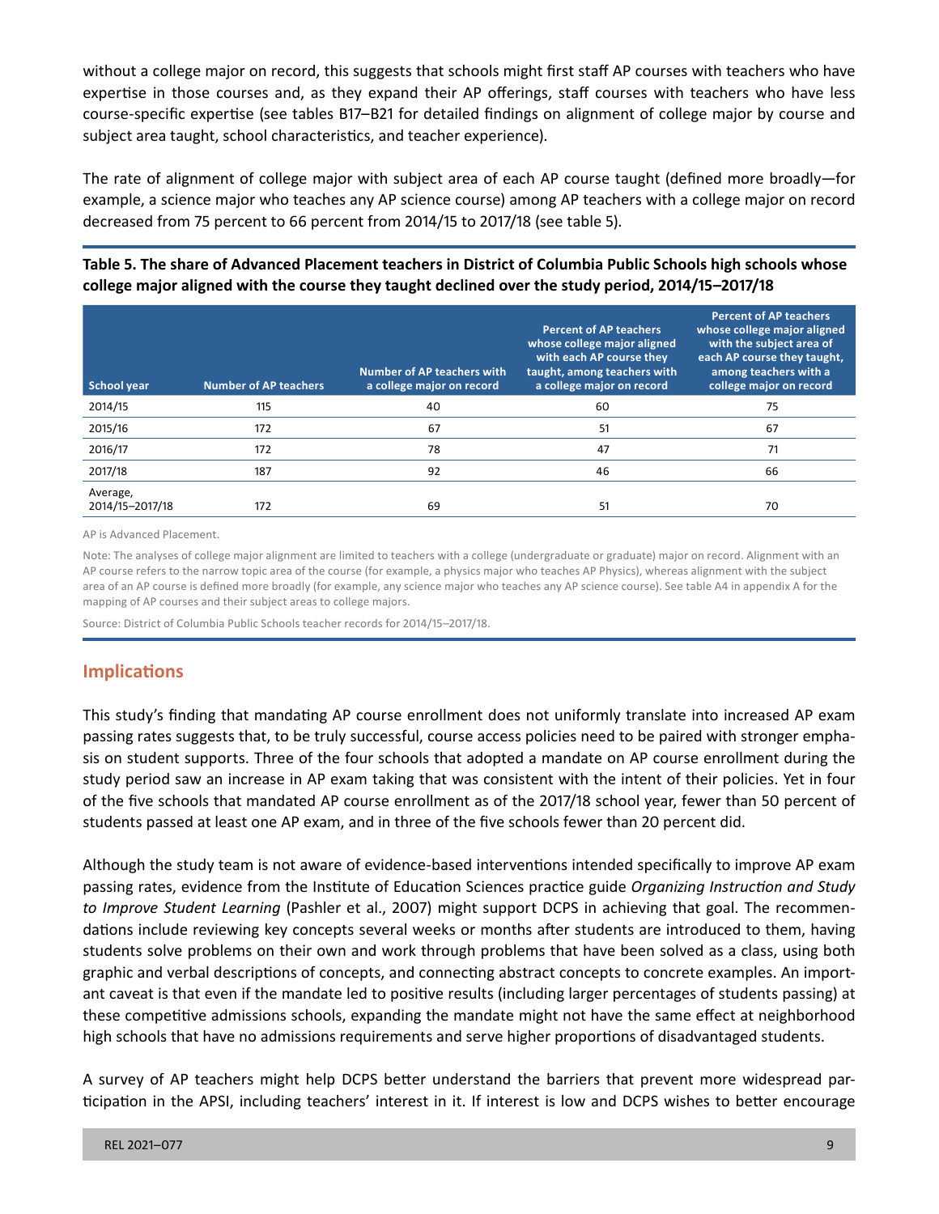without a college major on record, this suggests that schools might first staff AP courses with teachers who have expertise in those courses and, as they expand their AP offerings, staff courses with teachers who have less course-specific expertise (see tables B17–B21 for detailed findings on alignment of college major by course and subject area taught, school characteristics, and teacher experience).

The rate of alignment of college major with subject area of each AP course taught (defined more broadly—for example, a science major who teaches any AP science course) among AP teachers with a college major on record decreased from 75 percent to 66 percent from 2014/15 to 2017/18 (see table 5).

**Table 5. The share of Advanced Placement teachers in District of Columbia Public Schools high schools whose college major aligned with the course they taught declined over the study period, 2014/15–2017/18**

| School year | Number of AP teachers | Number of AP teachers with a college major on record | Percent of AP teachers whose college major aligned with each AP course they taught, among teachers with a college major on record | Percent of AP teachers whose college major aligned with the subject area of each AP course they taught, among teachers with a college major on record |
|---|---|---|---|---|
| 2014/15 | 115 | 40 | 60 | 75 |
| 2015/16 | 172 | 67 | 51 | 67 |
| 2016/17 | 172 | 78 | 47 | 71 |
| 2017/18 | 187 | 92 | 46 | 66 |
| Average, 2014/15–2017/18 | 172 | 69 | 51 | 70 |

AP is Advanced Placement.

Note: The analyses of college major alignment are limited to teachers with a college (undergraduate or graduate) major on record. Alignment with an AP course refers to the narrow topic area of the course (for example, a physics major who teaches AP Physics), whereas alignment with the subject area of an AP course is defined more broadly (for example, any science major who teaches any AP science course). See table A4 in appendix A for the mapping of AP courses and their subject areas to college majors.

Source: District of Columbia Public Schools teacher records for 2014/15–2017/18.

## Implications

This study's finding that mandating AP course enrollment does not uniformly translate into increased AP exam passing rates suggests that, to be truly successful, course access policies need to be paired with stronger emphasis on student supports. Three of the four schools that adopted a mandate on AP course enrollment during the study period saw an increase in AP exam taking that was consistent with the intent of their policies. Yet in four of the five schools that mandated AP course enrollment as of the 2017/18 school year, fewer than 50 percent of students passed at least one AP exam, and in three of the five schools fewer than 20 percent did.

Although the study team is not aware of evidence-based interventions intended specifically to improve AP exam passing rates, evidence from the Institute of Education Sciences practice guide *Organizing Instruction and Study to Improve Student Learning* (Pashler et al., 2007) might support DCPS in achieving that goal. The recommendations include reviewing key concepts several weeks or months after students are introduced to them, having students solve problems on their own and work through problems that have been solved as a class, using both graphic and verbal descriptions of concepts, and connecting abstract concepts to concrete examples. An important caveat is that even if the mandate led to positive results (including larger percentages of students passing) at these competitive admissions schools, expanding the mandate might not have the same effect at neighborhood high schools that have no admissions requirements and serve higher proportions of disadvantaged students.

A survey of AP teachers might help DCPS better understand the barriers that prevent more widespread participation in the APSI, including teachers' interest in it. If interest is low and DCPS wishes to better encourage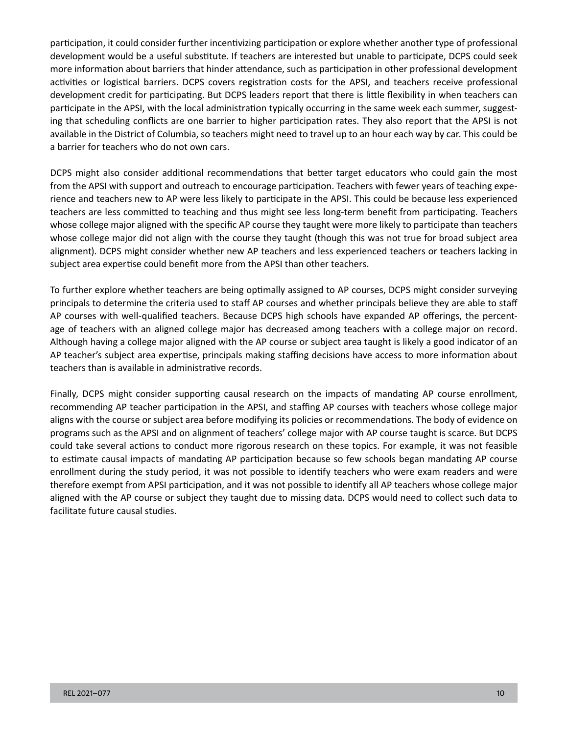participation, it could consider further incentivizing participation or explore whether another type of professional development would be a useful substitute. If teachers are interested but unable to participate, DCPS could seek more information about barriers that hinder attendance, such as participation in other professional development activities or logistical barriers. DCPS covers registration costs for the APSI, and teachers receive professional development credit for participating. But DCPS leaders report that there is little flexibility in when teachers can participate in the APSI, with the local administration typically occurring in the same week each summer, suggesting that scheduling conflicts are one barrier to higher participation rates. They also report that the APSI is not available in the District of Columbia, so teachers might need to travel up to an hour each way by car. This could be a barrier for teachers who do not own cars.

DCPS might also consider additional recommendations that better target educators who could gain the most from the APSI with support and outreach to encourage participation. Teachers with fewer years of teaching experience and teachers new to AP were less likely to participate in the APSI. This could be because less experienced teachers are less committed to teaching and thus might see less long-term benefit from participating. Teachers whose college major aligned with the specific AP course they taught were more likely to participate than teachers whose college major did not align with the course they taught (though this was not true for broad subject area alignment). DCPS might consider whether new AP teachers and less experienced teachers or teachers lacking in subject area expertise could benefit more from the APSI than other teachers.

To further explore whether teachers are being optimally assigned to AP courses, DCPS might consider surveying principals to determine the criteria used to staff AP courses and whether principals believe they are able to staff AP courses with well-qualified teachers. Because DCPS high schools have expanded AP offerings, the percentage of teachers with an aligned college major has decreased among teachers with a college major on record. Although having a college major aligned with the AP course or subject area taught is likely a good indicator of an AP teacher's subject area expertise, principals making staffing decisions have access to more information about teachers than is available in administrative records.

Finally, DCPS might consider supporting causal research on the impacts of mandating AP course enrollment, recommending AP teacher participation in the APSI, and staffing AP courses with teachers whose college major aligns with the course or subject area before modifying its policies or recommendations. The body of evidence on programs such as the APSI and on alignment of teachers' college major with AP course taught is scarce. But DCPS could take several actions to conduct more rigorous research on these topics. For example, it was not feasible to estimate causal impacts of mandating AP participation because so few schools began mandating AP course enrollment during the study period, it was not possible to identify teachers who were exam readers and were therefore exempt from APSI participation, and it was not possible to identify all AP teachers whose college major aligned with the AP course or subject they taught due to missing data. DCPS would need to collect such data to facilitate future causal studies.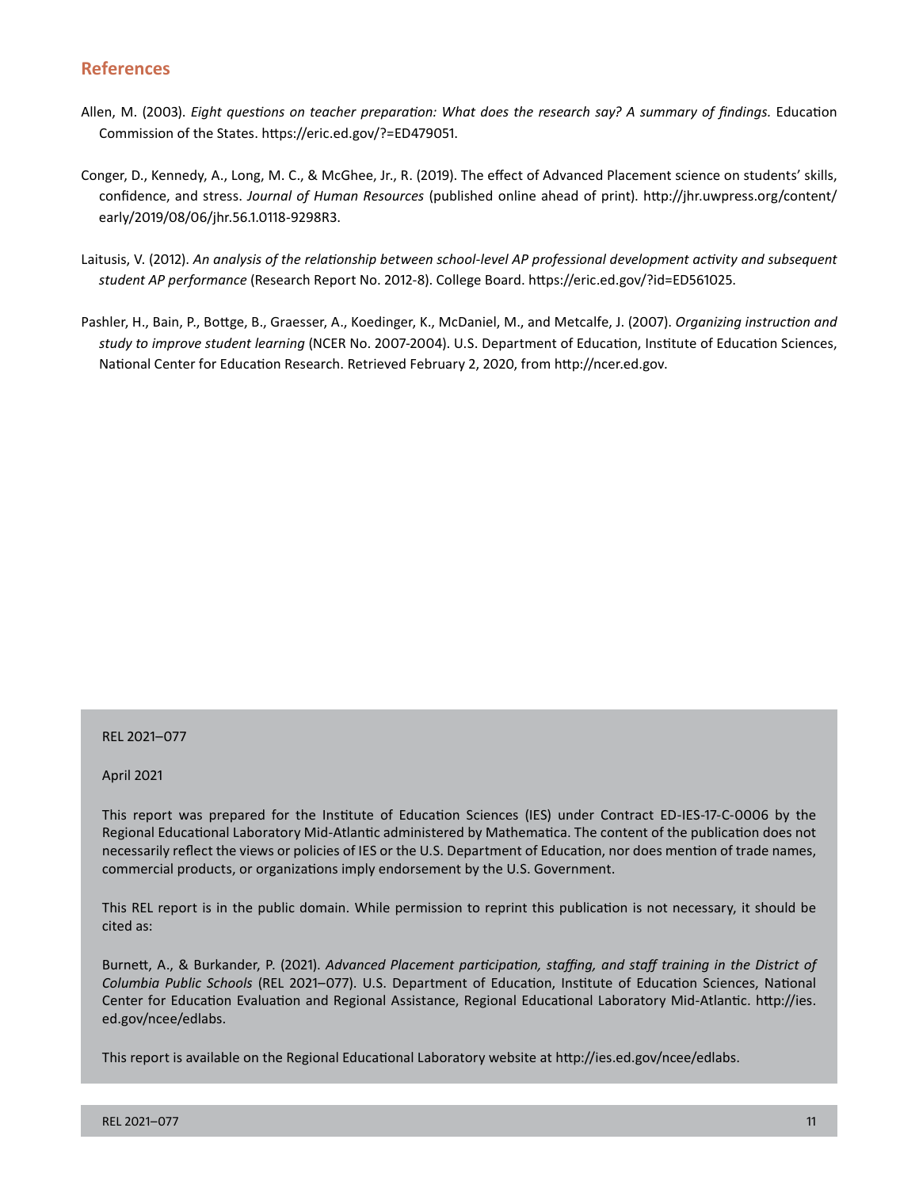## References

Allen, M. (2003). *Eight questions on teacher preparation: What does the research say? A summary of findings.* Education Commission of the States. https://eric.ed.gov/?=ED479051.

Conger, D., Kennedy, A., Long, M. C., & McGhee, Jr., R. (2019). The effect of Advanced Placement science on students' skills, confidence, and stress. *Journal of Human Resources* (published online ahead of print). http://jhr.uwpress.org/content/early/2019/08/06/jhr.56.1.0118-9298R3.

Laitusis, V. (2012). *An analysis of the relationship between school-level AP professional development activity and subsequent student AP performance* (Research Report No. 2012-8). College Board. https://eric.ed.gov/?id=ED561025.

Pashler, H., Bain, P., Bottge, B., Graesser, A., Koedinger, K., McDaniel, M., and Metcalfe, J. (2007). *Organizing instruction and study to improve student learning* (NCER No. 2007-2004). U.S. Department of Education, Institute of Education Sciences, National Center for Education Research. Retrieved February 2, 2020, from http://ncer.ed.gov.

REL 2021–077

April 2021

This report was prepared for the Institute of Education Sciences (IES) under Contract ED-IES-17-C-0006 by the Regional Educational Laboratory Mid-Atlantic administered by Mathematica. The content of the publication does not necessarily reflect the views or policies of IES or the U.S. Department of Education, nor does mention of trade names, commercial products, or organizations imply endorsement by the U.S. Government.

This REL report is in the public domain. While permission to reprint this publication is not necessary, it should be cited as:

Burnett, A., & Burkander, P. (2021). *Advanced Placement participation, staffing, and staff training in the District of Columbia Public Schools* (REL 2021–077). U.S. Department of Education, Institute of Education Sciences, National Center for Education Evaluation and Regional Assistance, Regional Educational Laboratory Mid-Atlantic. http://ies.ed.gov/ncee/edlabs.

This report is available on the Regional Educational Laboratory website at http://ies.ed.gov/ncee/edlabs.